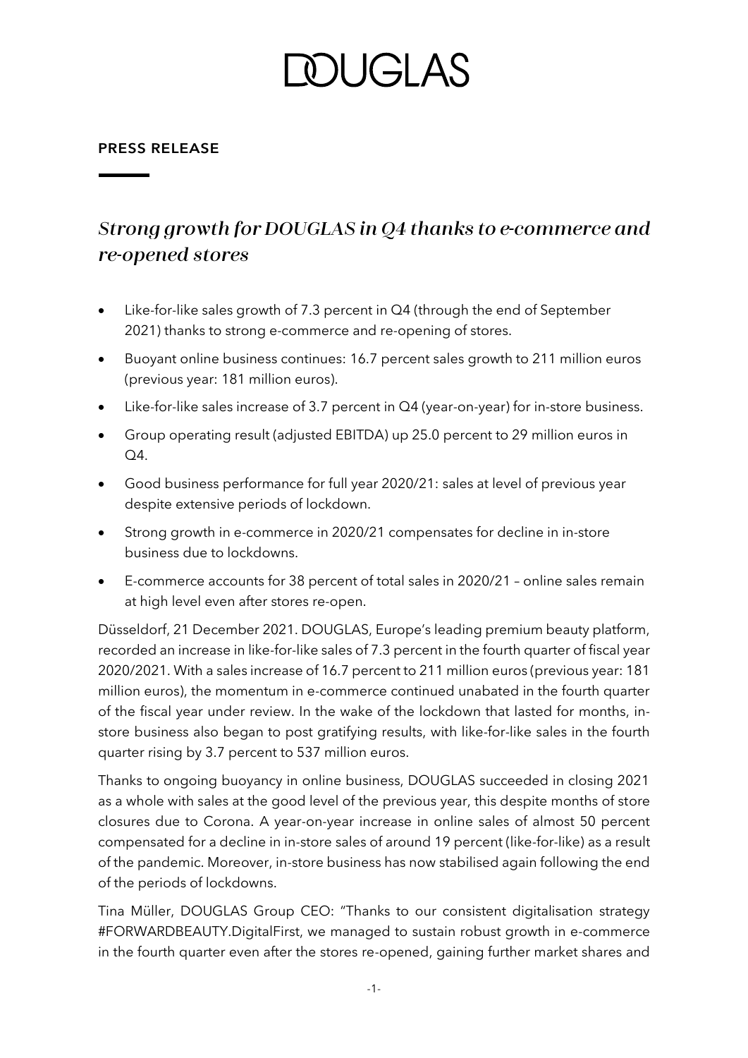# DOUGLAS

**PRESS RELEASE**

## *Strong growth for DOUGLAS in Q4 thanks to e-commerce and re-opened stores*

- Like-for-like sales growth of 7.3 percent in Q4 (through the end of September 2021) thanks to strong e-commerce and re-opening of stores.
- Buoyant online business continues: 16.7 percent sales growth to 211 million euros (previous year: 181 million euros).
- Like-for-like sales increase of 3.7 percent in Q4 (year-on-year) for in-store business.
- Group operating result (adjusted EBITDA) up 25.0 percent to 29 million euros in Q4.
- Good business performance for full year 2020/21: sales at level of previous year despite extensive periods of lockdown.
- Strong growth in e-commerce in 2020/21 compensates for decline in in-store business due to lockdowns.
- E-commerce accounts for 38 percent of total sales in 2020/21 – online sales remain at high level even after stores re-open.

Düsseldorf, 21 December 2021. DOUGLAS, Europe's leading premium beauty platform, recorded an increase in like-for-like sales of 7.3 percent in the fourth quarter of fiscal year 2020/2021. With a sales increase of 16.7 percent to 211 million euros (previous year: 181 million euros), the momentum in e-commerce continued unabated in the fourth quarter of the fiscal year under review. In the wake of the lockdown that lasted for months, in-store business also began to post gratifying results, with like-for-like sales in the fourth quarter rising by 3.7 percent to 537 million euros.

Thanks to ongoing buoyancy in online business, DOUGLAS succeeded in closing 2021 as a whole with sales at the good level of the previous year, this despite months of store closures due to Corona. A year-on-year increase in online sales of almost 50 percent compensated for a decline in in-store sales of around 19 percent (like-for-like) as a result of the pandemic. Moreover, in-store business has now stabilised again following the end of the periods of lockdowns.

Tina Müller, DOUGLAS Group CEO: "Thanks to our consistent digitalisation strategy #FORWARDBEAUTY.DigitalFirst, we managed to sustain robust growth in e-commerce in the fourth quarter even after the stores re-opened, gaining further market shares and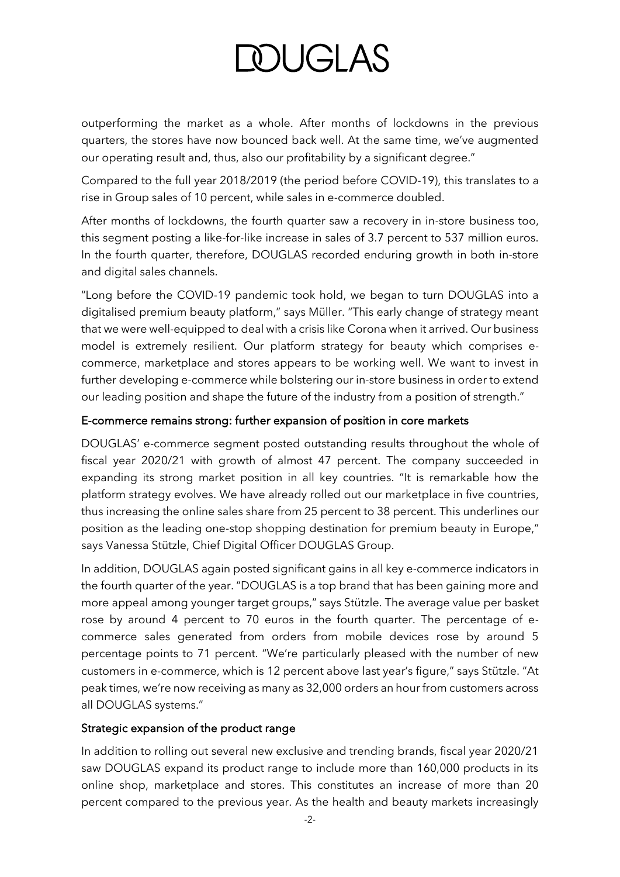outperforming the market as a whole. After months of lockdowns in the previous quarters, the stores have now bounced back well. At the same time, we've augmented our operating result and, thus, also our profitability by a significant degree."

Compared to the full year 2018/2019 (the period before COVID-19), this translates to a rise in Group sales of 10 percent, while sales in e-commerce doubled.

After months of lockdowns, the fourth quarter saw a recovery in in-store business too, this segment posting a like-for-like increase in sales of 3.7 percent to 537 million euros. In the fourth quarter, therefore, DOUGLAS recorded enduring growth in both in-store and digital sales channels.

"Long before the COVID-19 pandemic took hold, we began to turn DOUGLAS into a digitalised premium beauty platform," says Müller. "This early change of strategy meant that we were well-equipped to deal with a crisis like Corona when it arrived. Our business model is extremely resilient. Our platform strategy for beauty which comprises e-commerce, marketplace and stores appears to be working well. We want to invest in further developing e-commerce while bolstering our in-store business in order to extend our leading position and shape the future of the industry from a position of strength."

## E-commerce remains strong: further expansion of position in core markets

DOUGLAS' e-commerce segment posted outstanding results throughout the whole of fiscal year 2020/21 with growth of almost 47 percent. The company succeeded in expanding its strong market position in all key countries. "It is remarkable how the platform strategy evolves. We have already rolled out our marketplace in five countries, thus increasing the online sales share from 25 percent to 38 percent. This underlines our position as the leading one-stop shopping destination for premium beauty in Europe," says Vanessa Stützle, Chief Digital Officer DOUGLAS Group.

In addition, DOUGLAS again posted significant gains in all key e-commerce indicators in the fourth quarter of the year. "DOUGLAS is a top brand that has been gaining more and more appeal among younger target groups," says Stützle. The average value per basket rose by around 4 percent to 70 euros in the fourth quarter. The percentage of e-commerce sales generated from orders from mobile devices rose by around 5 percentage points to 71 percent. "We're particularly pleased with the number of new customers in e-commerce, which is 12 percent above last year's figure," says Stützle. "At peak times, we're now receiving as many as 32,000 orders an hour from customers across all DOUGLAS systems."

## Strategic expansion of the product range

In addition to rolling out several new exclusive and trending brands, fiscal year 2020/21 saw DOUGLAS expand its product range to include more than 160,000 products in its online shop, marketplace and stores. This constitutes an increase of more than 20 percent compared to the previous year. As the health and beauty markets increasingly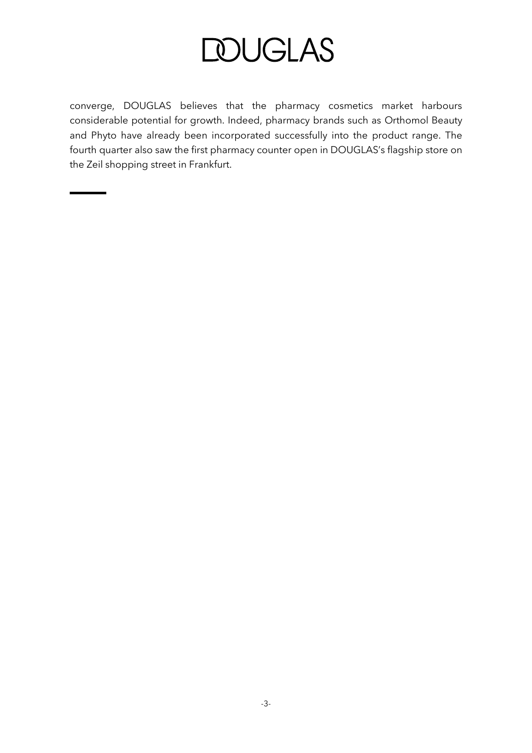converge, DOUGLAS believes that the pharmacy cosmetics market harbours considerable potential for growth. Indeed, pharmacy brands such as Orthomol Beauty and Phyto have already been incorporated successfully into the product range. The fourth quarter also saw the first pharmacy counter open in DOUGLAS's flagship store on the Zeil shopping street in Frankfurt.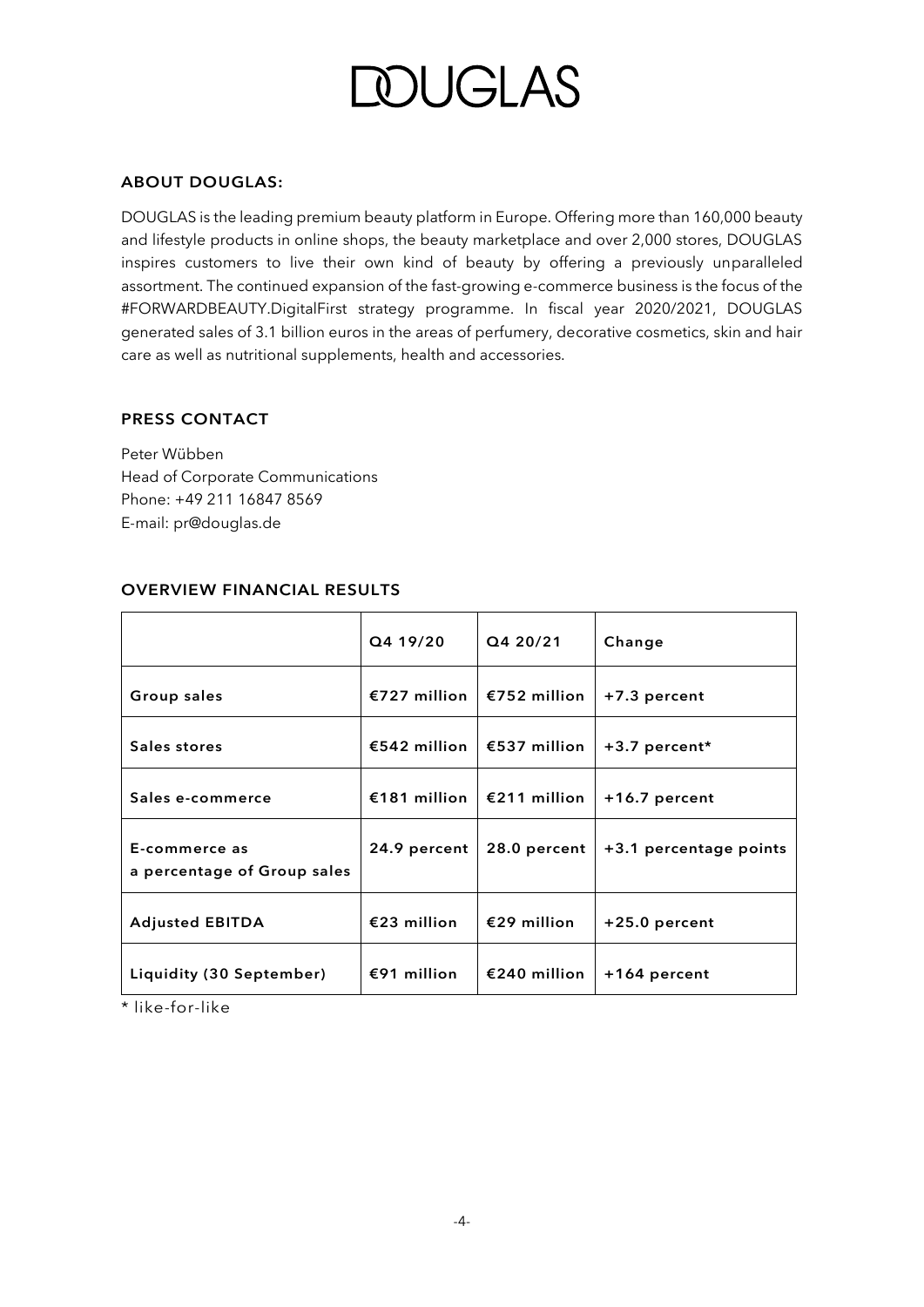# DOUGLAS

## ABOUT DOUGLAS:

DOUGLAS is the leading premium beauty platform in Europe. Offering more than 160,000 beauty and lifestyle products in online shops, the beauty marketplace and over 2,000 stores, DOUGLAS inspires customers to live their own kind of beauty by offering a previously unparalleled assortment. The continued expansion of the fast-growing e-commerce business is the focus of the #FORWARDBEAUTY.DigitalFirst strategy programme. In fiscal year 2020/2021, DOUGLAS generated sales of 3.1 billion euros in the areas of perfumery, decorative cosmetics, skin and hair care as well as nutritional supplements, health and accessories.

## PRESS CONTACT

Peter Wübben
Head of Corporate Communications
Phone: +49 211 16847 8569
E-mail: pr@douglas.de

## OVERVIEW FINANCIAL RESULTS

| | Q4 19/20 | Q4 20/21 | Change |
|---|---|---|---|
| **Group sales** | €727 million | €752 million | +7.3 percent |
| **Sales stores** | €542 million | €537 million | +3.7 percent* |
| **Sales e-commerce** | €181 million | €211 million | +16.7 percent |
| **E-commerce as a percentage of Group sales** | 24.9 percent | 28.0 percent | +3.1 percentage points |
| **Adjusted EBITDA** | €23 million | €29 million | +25.0 percent |
| **Liquidity (30 September)** | €91 million | €240 million | +164 percent |

* like-for-like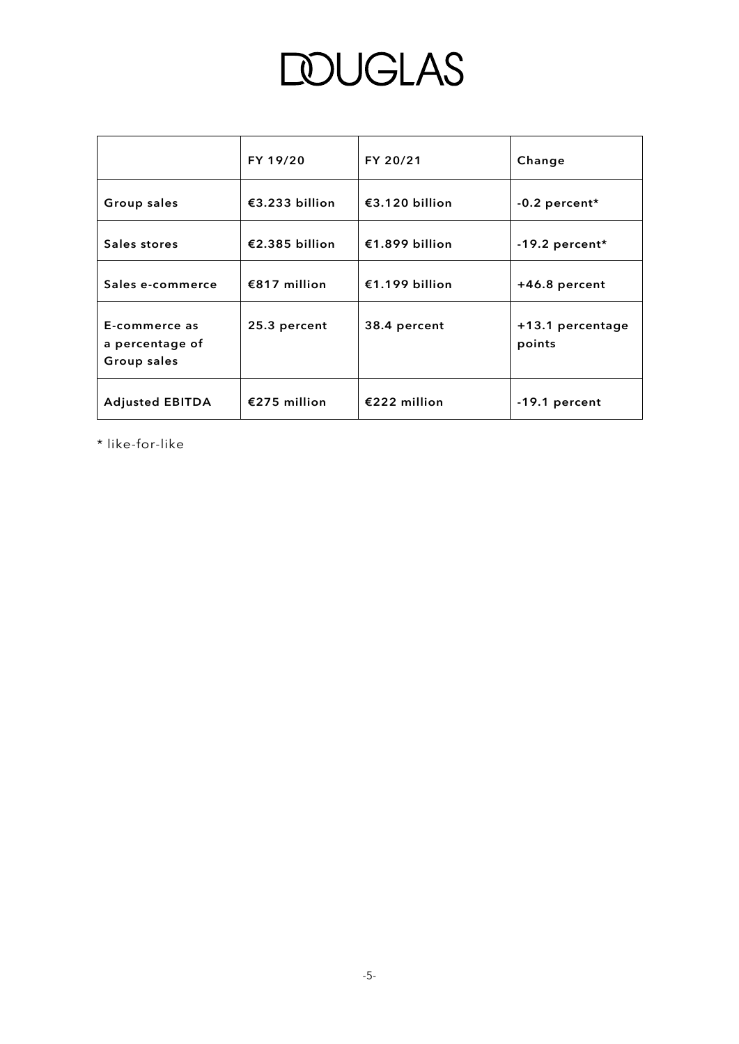| | FY 19/20 | FY 20/21 | Change |
|---|---|---|---|
| Group sales | €3.233 billion | €3.120 billion | -0.2 percent* |
| Sales stores | €2.385 billion | €1.899 billion | -19.2 percent* |
| Sales e-commerce | €817 million | €1.199 billion | +46.8 percent |
| E-commerce as a percentage of Group sales | 25.3 percent | 38.4 percent | +13.1 percentage points |
| Adjusted EBITDA | €275 million | €222 million | -19.1 percent |

* like-for-like